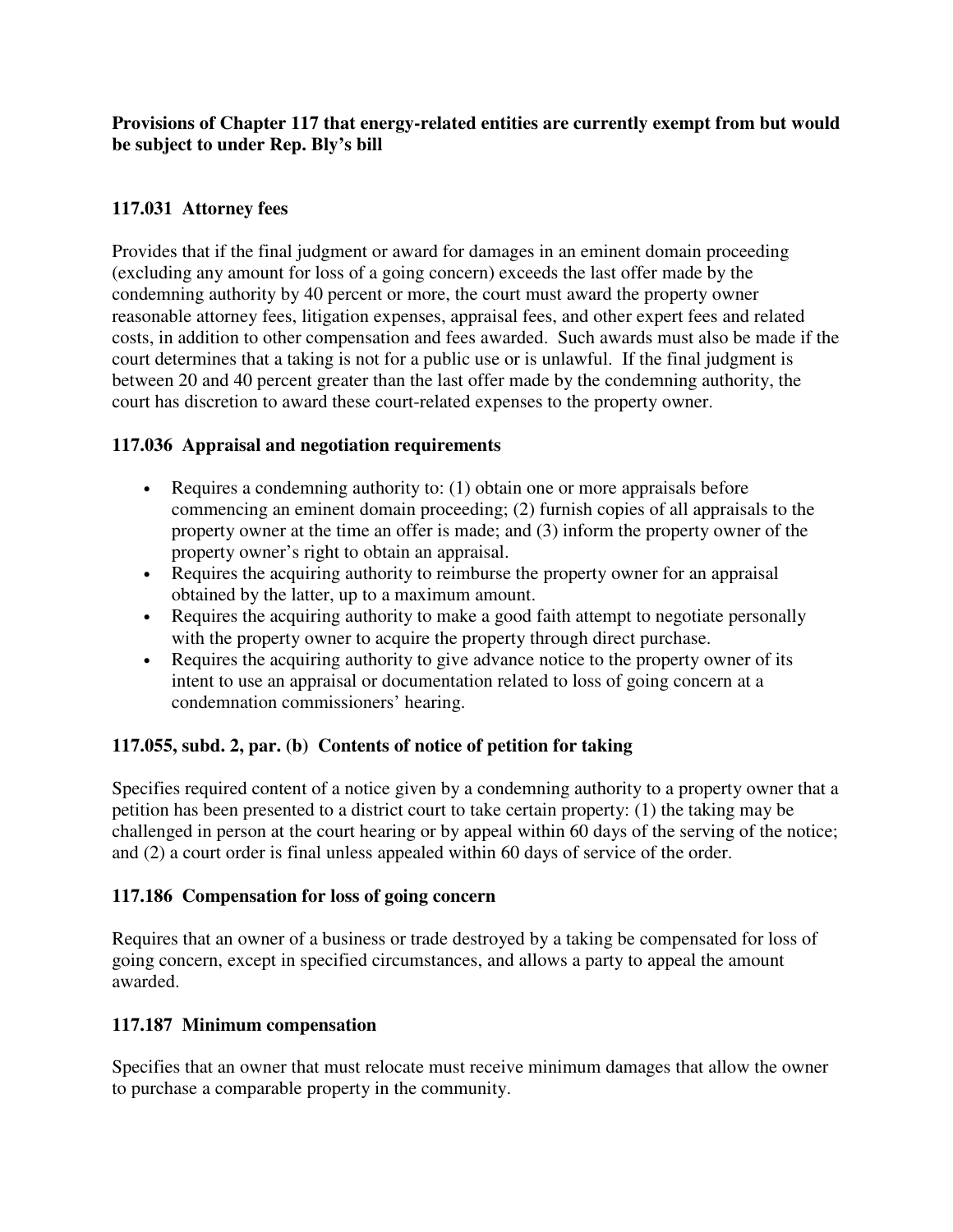**Provisions of Chapter 117 that energy-related entities are currently exempt from but would be subject to under Rep. Bly's bill**

**117.031 Attorney fees**

Provides that if the final judgment or award for damages in an eminent domain proceeding (excluding any amount for loss of a going concern) exceeds the last offer made by the condemning authority by 40 percent or more, the court must award the property owner reasonable attorney fees, litigation expenses, appraisal fees, and other expert fees and related costs, in addition to other compensation and fees awarded. Such awards must also be made if the court determines that a taking is not for a public use or is unlawful. If the final judgment is between 20 and 40 percent greater than the last offer made by the condemning authority, the court has discretion to award these court-related expenses to the property owner.

**117.036 Appraisal and negotiation requirements**

- Requires a condemning authority to: (1) obtain one or more appraisals before commencing an eminent domain proceeding; (2) furnish copies of all appraisals to the property owner at the time an offer is made; and (3) inform the property owner of the property owner's right to obtain an appraisal.
- Requires the acquiring authority to reimburse the property owner for an appraisal obtained by the latter, up to a maximum amount.
- Requires the acquiring authority to make a good faith attempt to negotiate personally with the property owner to acquire the property through direct purchase.
- Requires the acquiring authority to give advance notice to the property owner of its intent to use an appraisal or documentation related to loss of going concern at a condemnation commissioners' hearing.

**117.055, subd. 2, par. (b) Contents of notice of petition for taking**

Specifies required content of a notice given by a condemning authority to a property owner that a petition has been presented to a district court to take certain property: (1) the taking may be challenged in person at the court hearing or by appeal within 60 days of the serving of the notice; and (2) a court order is final unless appealed within 60 days of service of the order.

**117.186 Compensation for loss of going concern**

Requires that an owner of a business or trade destroyed by a taking be compensated for loss of going concern, except in specified circumstances, and allows a party to appeal the amount awarded.

**117.187 Minimum compensation**

Specifies that an owner that must relocate must receive minimum damages that allow the owner to purchase a comparable property in the community.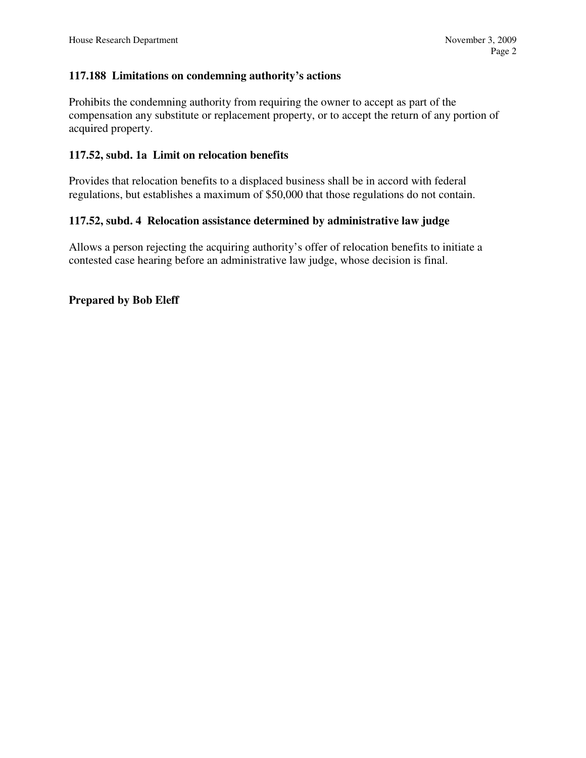### 117.188 Limitations on condemning authority's actions

Prohibits the condemning authority from requiring the owner to accept as part of the compensation any substitute or replacement property, or to accept the return of any portion of acquired property.

### 117.52, subd. 1a Limit on relocation benefits

Provides that relocation benefits to a displaced business shall be in accord with federal regulations, but establishes a maximum of $50,000 that those regulations do not contain.

### 117.52, subd. 4 Relocation assistance determined by administrative law judge

Allows a person rejecting the acquiring authority's offer of relocation benefits to initiate a contested case hearing before an administrative law judge, whose decision is final.

**Prepared by Bob Eleff**